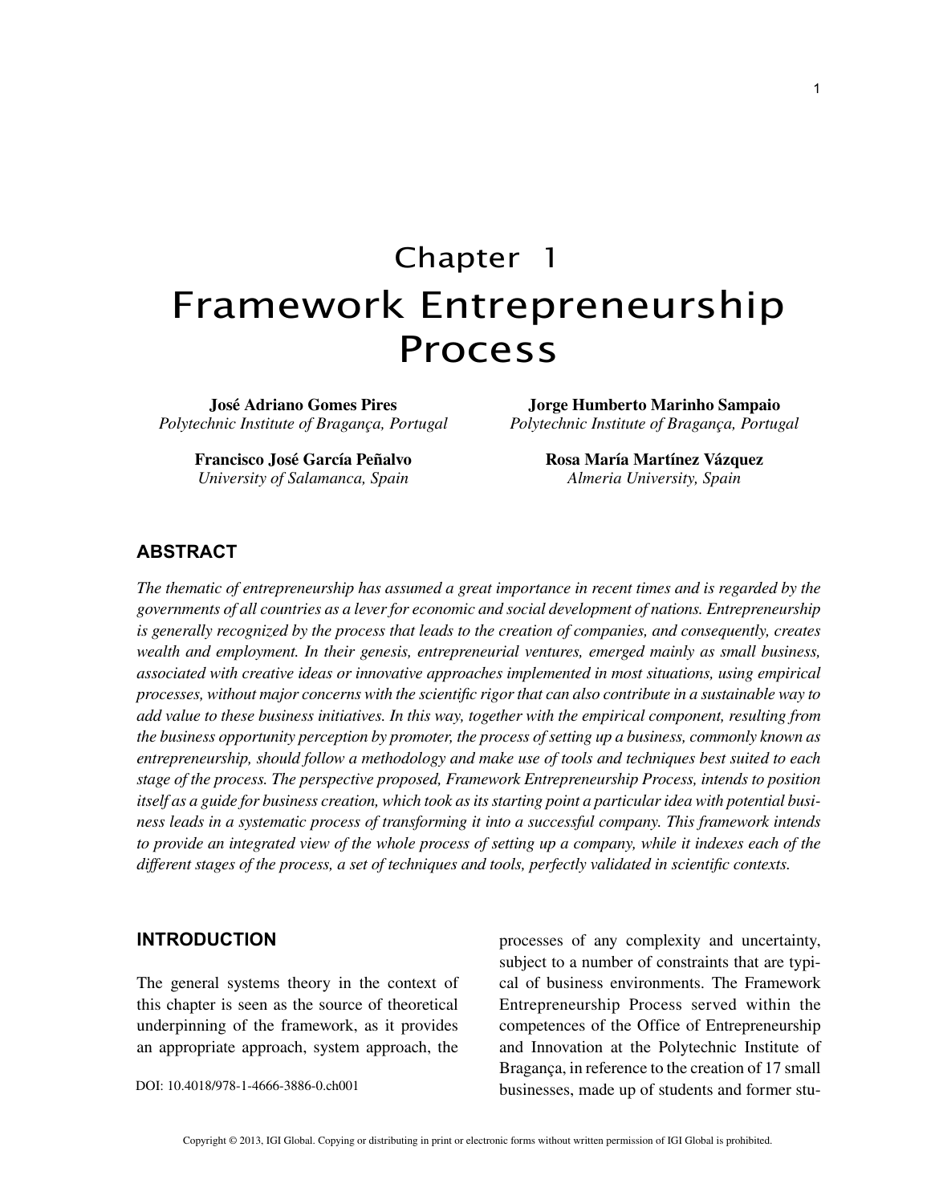# Chapter 1
# Framework Entrepreneurship Process

**José Adriano Gomes Pires**
*Polytechnic Institute of Bragança, Portugal*

**Jorge Humberto Marinho Sampaio**
*Polytechnic Institute of Bragança, Portugal*

**Francisco José García Peñalvo**
*University of Salamanca, Spain*

**Rosa María Martínez Vázquez**
*Almeria University, Spain*

## ABSTRACT

*The thematic of entrepreneurship has assumed a great importance in recent times and is regarded by the governments of all countries as a lever for economic and social development of nations. Entrepreneurship is generally recognized by the process that leads to the creation of companies, and consequently, creates wealth and employment. In their genesis, entrepreneurial ventures, emerged mainly as small business, associated with creative ideas or innovative approaches implemented in most situations, using empirical processes, without major concerns with the scientific rigor that can also contribute in a sustainable way to add value to these business initiatives. In this way, together with the empirical component, resulting from the business opportunity perception by promoter, the process of setting up a business, commonly known as entrepreneurship, should follow a methodology and make use of tools and techniques best suited to each stage of the process. The perspective proposed, Framework Entrepreneurship Process, intends to position itself as a guide for business creation, which took as its starting point a particular idea with potential business leads in a systematic process of transforming it into a successful company. This framework intends to provide an integrated view of the whole process of setting up a company, while it indexes each of the different stages of the process, a set of techniques and tools, perfectly validated in scientific contexts.*

## INTRODUCTION

The general systems theory in the context of this chapter is seen as the source of theoretical underpinning of the framework, as it provides an appropriate approach, system approach, the processes of any complexity and uncertainty, subject to a number of constraints that are typical of business environments. The Framework Entrepreneurship Process served within the competences of the Office of Entrepreneurship and Innovation at the Polytechnic Institute of Bragança, in reference to the creation of 17 small businesses, made up of students and former stu-

DOI: 10.4018/978-1-4666-3886-0.ch001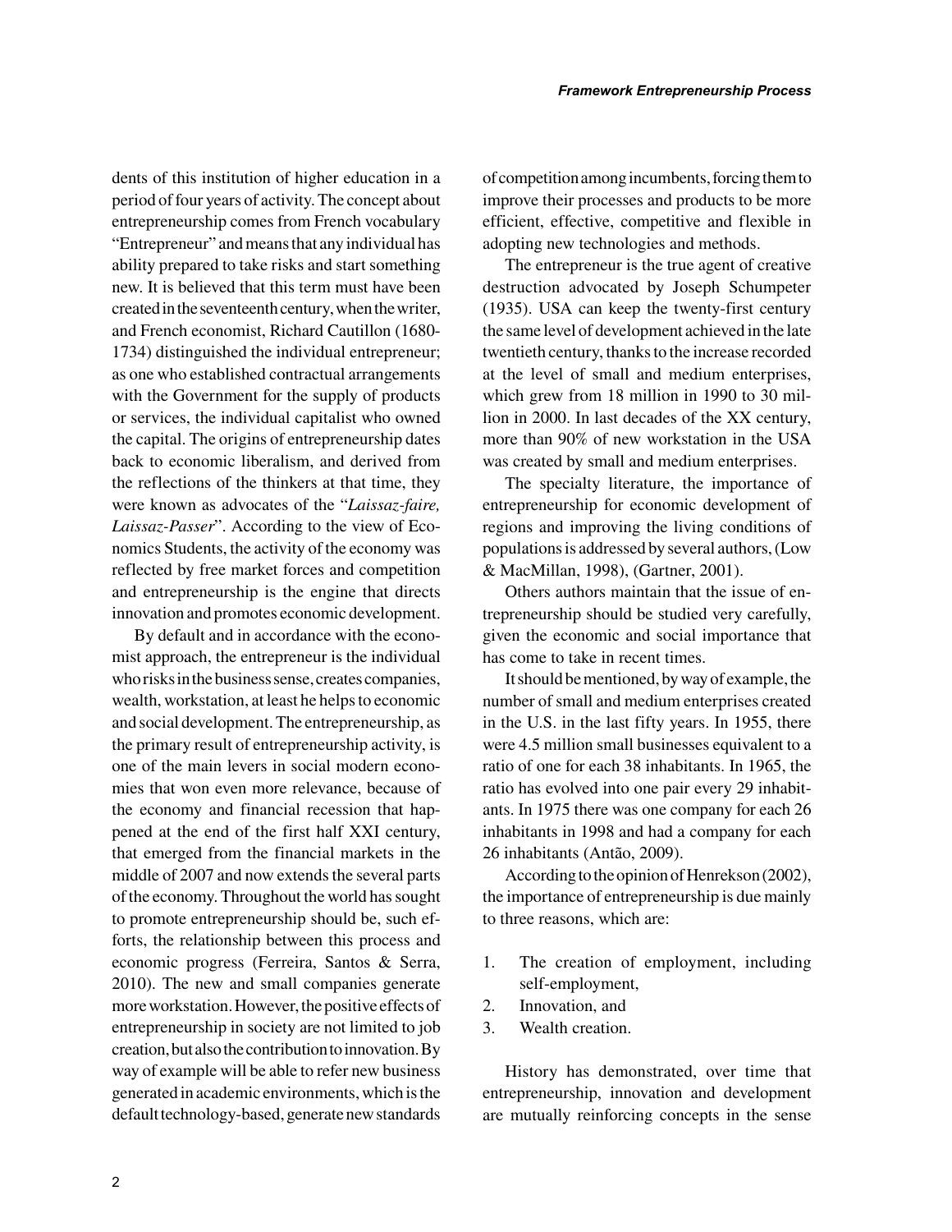dents of this institution of higher education in a period of four years of activity. The concept about entrepreneurship comes from French vocabulary "Entrepreneur" and means that any individual has ability prepared to take risks and start something new. It is believed that this term must have been created in the seventeenth century, when the writer, and French economist, Richard Cautillon (1680-1734) distinguished the individual entrepreneur; as one who established contractual arrangements with the Government for the supply of products or services, the individual capitalist who owned the capital. The origins of entrepreneurship dates back to economic liberalism, and derived from the reflections of the thinkers at that time, they were known as advocates of the "*Laissaz-faire, Laissaz-Passer*". According to the view of Economics Students, the activity of the economy was reflected by free market forces and competition and entrepreneurship is the engine that directs innovation and promotes economic development.

By default and in accordance with the economist approach, the entrepreneur is the individual who risks in the business sense, creates companies, wealth, workstation, at least he helps to economic and social development. The entrepreneurship, as the primary result of entrepreneurship activity, is one of the main levers in social modern economies that won even more relevance, because of the economy and financial recession that happened at the end of the first half XXI century, that emerged from the financial markets in the middle of 2007 and now extends the several parts of the economy. Throughout the world has sought to promote entrepreneurship should be, such efforts, the relationship between this process and economic progress (Ferreira, Santos & Serra, 2010). The new and small companies generate more workstation. However, the positive effects of entrepreneurship in society are not limited to job creation, but also the contribution to innovation. By way of example will be able to refer new business generated in academic environments, which is the default technology-based, generate new standards of competition among incumbents, forcing them to improve their processes and products to be more efficient, effective, competitive and flexible in adopting new technologies and methods.

The entrepreneur is the true agent of creative destruction advocated by Joseph Schumpeter (1935). USA can keep the twenty-first century the same level of development achieved in the late twentieth century, thanks to the increase recorded at the level of small and medium enterprises, which grew from 18 million in 1990 to 30 million in 2000. In last decades of the XX century, more than 90% of new workstation in the USA was created by small and medium enterprises.

The specialty literature, the importance of entrepreneurship for economic development of regions and improving the living conditions of populations is addressed by several authors, (Low & MacMillan, 1998), (Gartner, 2001).

Others authors maintain that the issue of entrepreneurship should be studied very carefully, given the economic and social importance that has come to take in recent times.

It should be mentioned, by way of example, the number of small and medium enterprises created in the U.S. in the last fifty years. In 1955, there were 4.5 million small businesses equivalent to a ratio of one for each 38 inhabitants. In 1965, the ratio has evolved into one pair every 29 inhabitants. In 1975 there was one company for each 26 inhabitants in 1998 and had a company for each 26 inhabitants (Antão, 2009).

According to the opinion of Henrekson (2002), the importance of entrepreneurship is due mainly to three reasons, which are:

1. The creation of employment, including self-employment,
2. Innovation, and
3. Wealth creation.

History has demonstrated, over time that entrepreneurship, innovation and development are mutually reinforcing concepts in the sense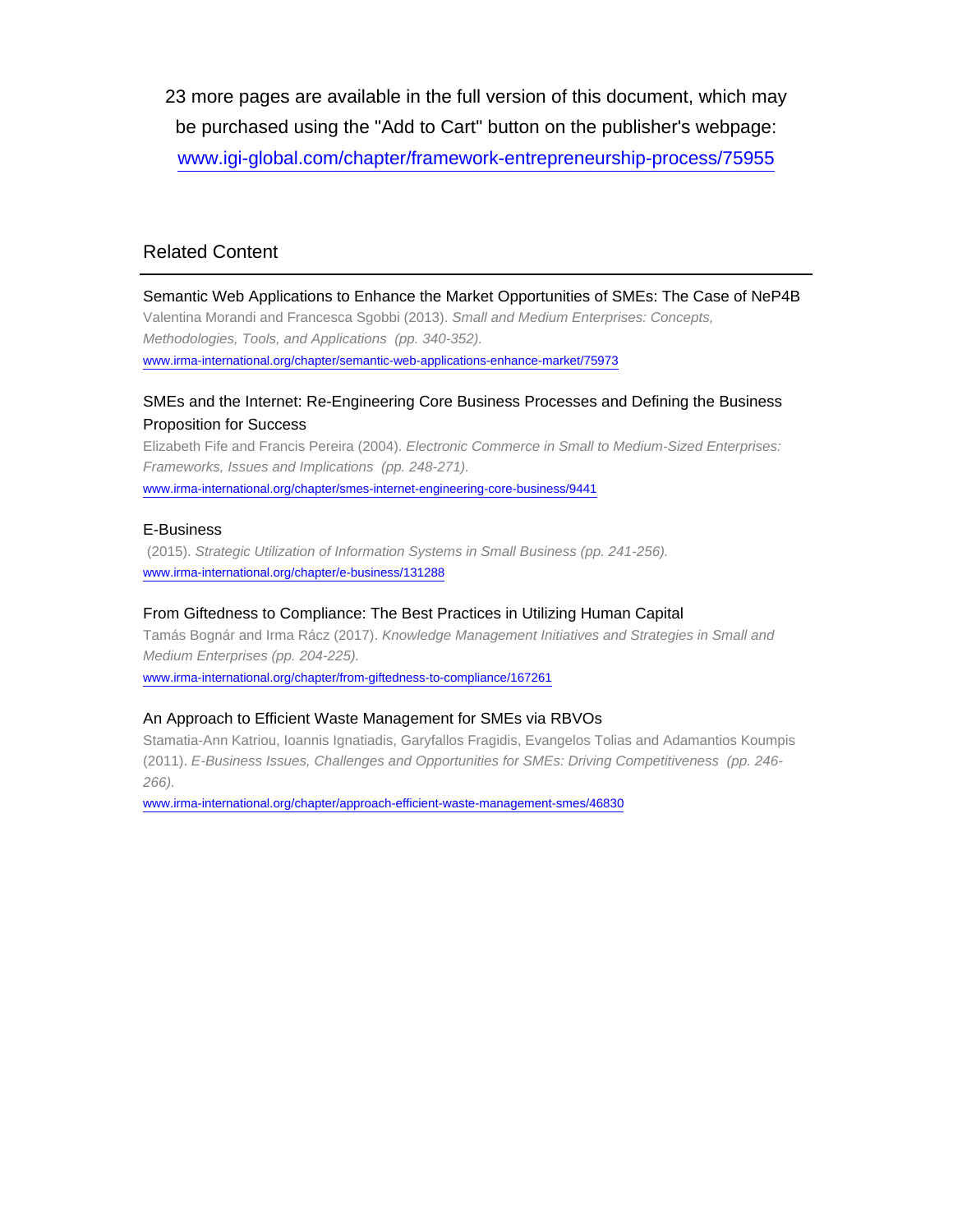23 more pages are available in the full version of this document, which may be purchased using the "Add to Cart" button on the publisher's webpage: www.igi-global.com/chapter/framework-entrepreneurship-process/75955

## Related Content

### Semantic Web Applications to Enhance the Market Opportunities of SMEs: The Case of NeP4B

Valentina Morandi and Francesca Sgobbi (2013). *Small and Medium Enterprises: Concepts, Methodologies, Tools, and Applications (pp. 340-352).*

www.irma-international.org/chapter/semantic-web-applications-enhance-market/75973

### SMEs and the Internet: Re-Engineering Core Business Processes and Defining the Business Proposition for Success

Elizabeth Fife and Francis Pereira (2004). *Electronic Commerce in Small to Medium-Sized Enterprises: Frameworks, Issues and Implications (pp. 248-271).*

www.irma-international.org/chapter/smes-internet-engineering-core-business/9441

### E-Business

(2015). *Strategic Utilization of Information Systems in Small Business (pp. 241-256).*

www.irma-international.org/chapter/e-business/131288

### From Giftedness to Compliance: The Best Practices in Utilizing Human Capital

Tamás Bognár and Irma Rácz (2017). *Knowledge Management Initiatives and Strategies in Small and Medium Enterprises (pp. 204-225).*

www.irma-international.org/chapter/from-giftedness-to-compliance/167261

### An Approach to Efficient Waste Management for SMEs via RBVOs

Stamatia-Ann Katriou, Ioannis Ignatiadis, Garyfallos Fragidis, Evangelos Tolias and Adamantios Koumpis (2011). *E-Business Issues, Challenges and Opportunities for SMEs: Driving Competitiveness (pp. 246-266).*

www.irma-international.org/chapter/approach-efficient-waste-management-smes/46830